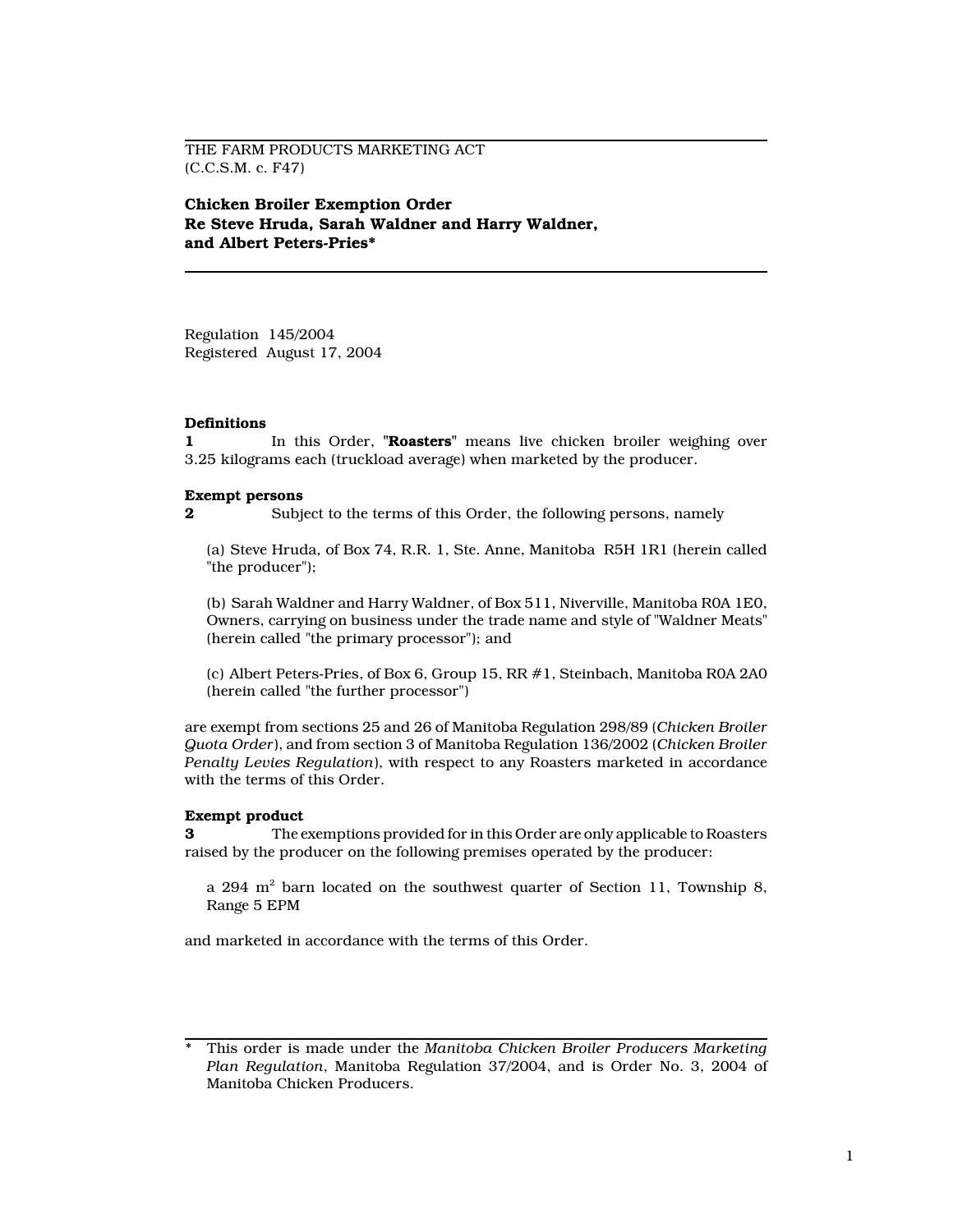THE FARM PRODUCTS MARKETING ACT
(C.C.S.M. c. F47)

# Chicken Broiler Exemption Order Re Steve Hruda, Sarah Waldner and Harry Waldner, and Albert Peters-Pries*

Regulation 145/2004
Registered August 17, 2004

**Definitions**

**1** In this Order, "**Roasters**" means live chicken broiler weighing over 3.25 kilograms each (truckload average) when marketed by the producer.

**Exempt persons**

**2** Subject to the terms of this Order, the following persons, namely

(a) Steve Hruda, of Box 74, R.R. 1, Ste. Anne, Manitoba R5H 1R1 (herein called "the producer");

(b) Sarah Waldner and Harry Waldner, of Box 511, Niverville, Manitoba R0A 1E0, Owners, carrying on business under the trade name and style of "Waldner Meats" (herein called "the primary processor"); and

(c) Albert Peters-Pries, of Box 6, Group 15, RR #1, Steinbach, Manitoba R0A 2A0 (herein called "the further processor")

are exempt from sections 25 and 26 of Manitoba Regulation 298/89 (*Chicken Broiler Quota Order*), and from section 3 of Manitoba Regulation 136/2002 (*Chicken Broiler Penalty Levies Regulation*), with respect to any Roasters marketed in accordance with the terms of this Order.

**Exempt product**

**3** The exemptions provided for in this Order are only applicable to Roasters raised by the producer on the following premises operated by the producer:

a 294 $m^2$ barn located on the southwest quarter of Section 11, Township 8, Range 5 EPM

and marketed in accordance with the terms of this Order.

---

\* This order is made under the *Manitoba Chicken Broiler Producers Marketing Plan Regulation*, Manitoba Regulation 37/2004, and is Order No. 3, 2004 of Manitoba Chicken Producers.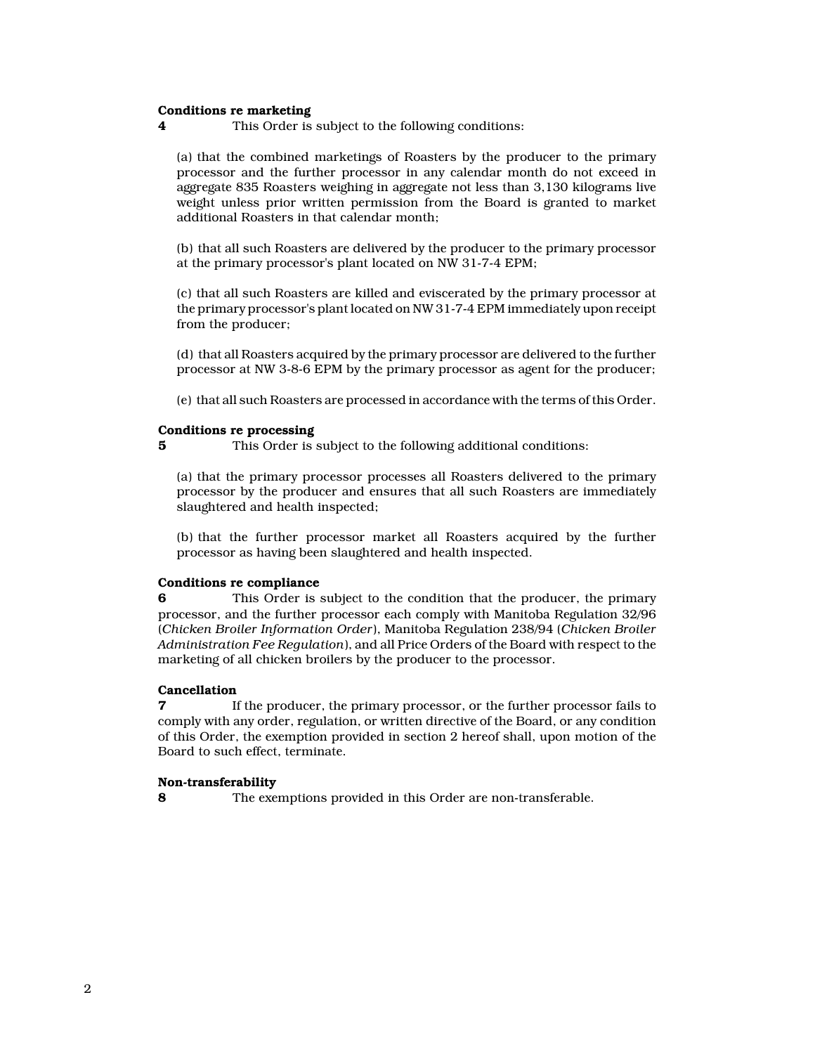**Conditions re marketing**

**4** This Order is subject to the following conditions:

(a) that the combined marketings of Roasters by the producer to the primary processor and the further processor in any calendar month do not exceed in aggregate 835 Roasters weighing in aggregate not less than 3,130 kilograms live weight unless prior written permission from the Board is granted to market additional Roasters in that calendar month;

(b) that all such Roasters are delivered by the producer to the primary processor at the primary processor's plant located on NW 31-7-4 EPM;

(c) that all such Roasters are killed and eviscerated by the primary processor at the primary processor's plant located on NW 31-7-4 EPM immediately upon receipt from the producer;

(d) that all Roasters acquired by the primary processor are delivered to the further processor at NW 3-8-6 EPM by the primary processor as agent for the producer;

(e) that all such Roasters are processed in accordance with the terms of this Order.

**Conditions re processing**

**5** This Order is subject to the following additional conditions:

(a) that the primary processor processes all Roasters delivered to the primary processor by the producer and ensures that all such Roasters are immediately slaughtered and health inspected;

(b) that the further processor market all Roasters acquired by the further processor as having been slaughtered and health inspected.

**Conditions re compliance**

**6** This Order is subject to the condition that the producer, the primary processor, and the further processor each comply with Manitoba Regulation 32/96 (*Chicken Broiler Information Order*), Manitoba Regulation 238/94 (*Chicken Broiler Administration Fee Regulation*), and all Price Orders of the Board with respect to the marketing of all chicken broilers by the producer to the processor.

**Cancellation**

**7** If the producer, the primary processor, or the further processor fails to comply with any order, regulation, or written directive of the Board, or any condition of this Order, the exemption provided in section 2 hereof shall, upon motion of the Board to such effect, terminate.

**Non-transferability**

**8** The exemptions provided in this Order are non-transferable.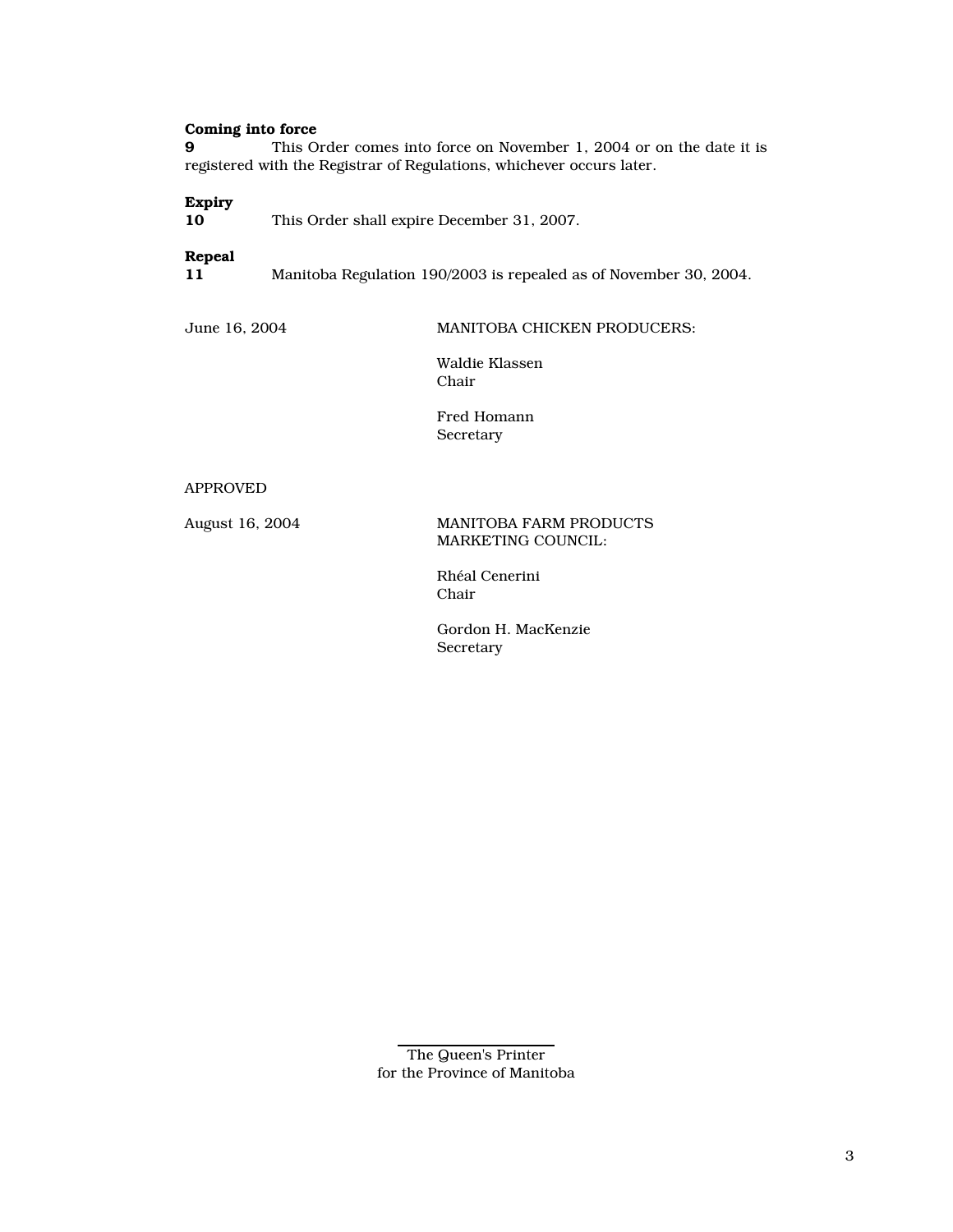**Coming into force**

**9** This Order comes into force on November 1, 2004 or on the date it is registered with the Registrar of Regulations, whichever occurs later.

**Expiry**

**10** This Order shall expire December 31, 2007.

**Repeal**

**11** Manitoba Regulation 190/2003 is repealed as of November 30, 2004.

June 16, 2004

MANITOBA CHICKEN PRODUCERS:

Waldie Klassen
Chair

Fred Homann
Secretary

APPROVED

August 16, 2004

MANITOBA FARM PRODUCTS MARKETING COUNCIL:

Rhéal Cenerini
Chair

Gordon H. MacKenzie
Secretary

The Queen's Printer
for the Province of Manitoba